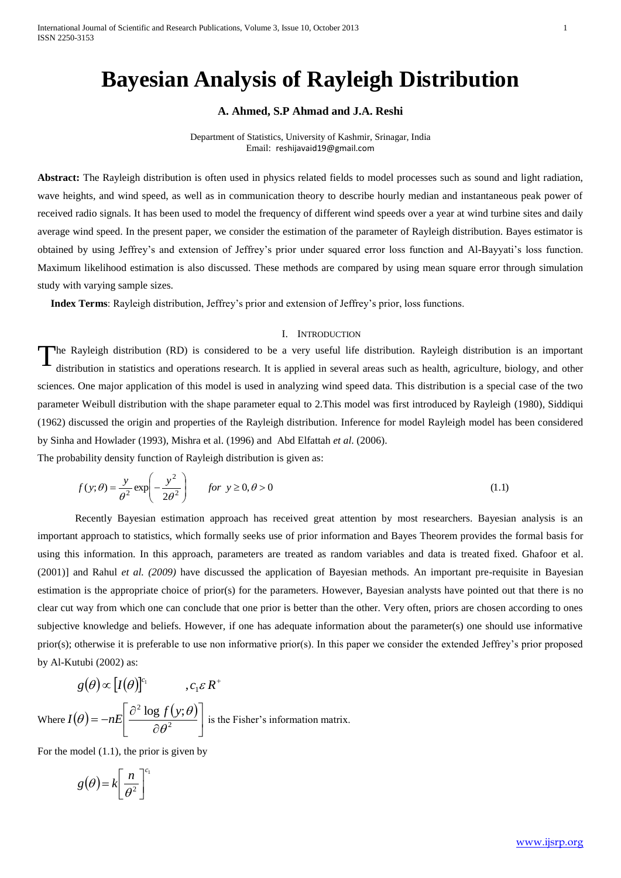# Bayesian Analysis of Rayleigh Distribution

**A. Ahmed, S.P Ahmad and J.A. Reshi**

Department of Statistics, University of Kashmir, Srinagar, India
Email: reshijavaid19@gmail.com

**Abstract:** The Rayleigh distribution is often used in physics related fields to model processes such as sound and light radiation, wave heights, and wind speed, as well as in communication theory to describe hourly median and instantaneous peak power of received radio signals. It has been used to model the frequency of different wind speeds over a year at wind turbine sites and daily average wind speed. In the present paper, we consider the estimation of the parameter of Rayleigh distribution. Bayes estimator is obtained by using Jeffrey's and extension of Jeffrey's prior under squared error loss function and Al-Bayyati's loss function. Maximum likelihood estimation is also discussed. These methods are compared by using mean square error through simulation study with varying sample sizes.

**Index Terms**: Rayleigh distribution, Jeffrey's prior and extension of Jeffrey's prior, loss functions.

## I. Introduction

The Rayleigh distribution (RD) is considered to be a very useful life distribution. Rayleigh distribution is an important distribution in statistics and operations research. It is applied in several areas such as health, agriculture, biology, and other sciences. One major application of this model is used in analyzing wind speed data. This distribution is a special case of the two parameter Weibull distribution with the shape parameter equal to 2.This model was first introduced by Rayleigh (1980), Siddiqui (1962) discussed the origin and properties of the Rayleigh distribution. Inference for model Rayleigh model has been considered by Sinha and Howlader (1993), Mishra et al. (1996) and Abd Elfattah *et al*. (2006).

The probability density function of Rayleigh distribution is given as:

$$f(y;\theta)=\frac{y}{\theta^2}\exp\left(-\frac{y^2}{2\theta^2}\right) \qquad for \ \ y\geq 0, \theta>0 \tag{1.1}$$

Recently Bayesian estimation approach has received great attention by most researchers. Bayesian analysis is an important approach to statistics, which formally seeks use of prior information and Bayes Theorem provides the formal basis for using this information. In this approach, parameters are treated as random variables and data is treated fixed. Ghafoor et al. (2001)] and Rahul *et al. (2009)* have discussed the application of Bayesian methods. An important pre-requisite in Bayesian estimation is the appropriate choice of prior(s) for the parameters. However, Bayesian analysts have pointed out that there is no clear cut way from which one can conclude that one prior is better than the other. Very often, priors are chosen according to ones subjective knowledge and beliefs. However, if one has adequate information about the parameter(s) one should use informative prior(s); otherwise it is preferable to use non informative prior(s). In this paper we consider the extended Jeffrey's prior proposed by Al-Kutubi (2002) as:

$$g(\theta)\propto[I(\theta)]^{c_1} \qquad ,c_1 \varepsilon R^{+}$$

Where $I(\theta)=-nE\left[\frac{\partial^2 \log f(y;\theta)}{\partial\theta^2}\right]$ is the Fisher's information matrix.

For the model (1.1), the prior is given by

$$g(\theta)=k\left[\frac{n}{\theta^2}\right]^{c_1}$$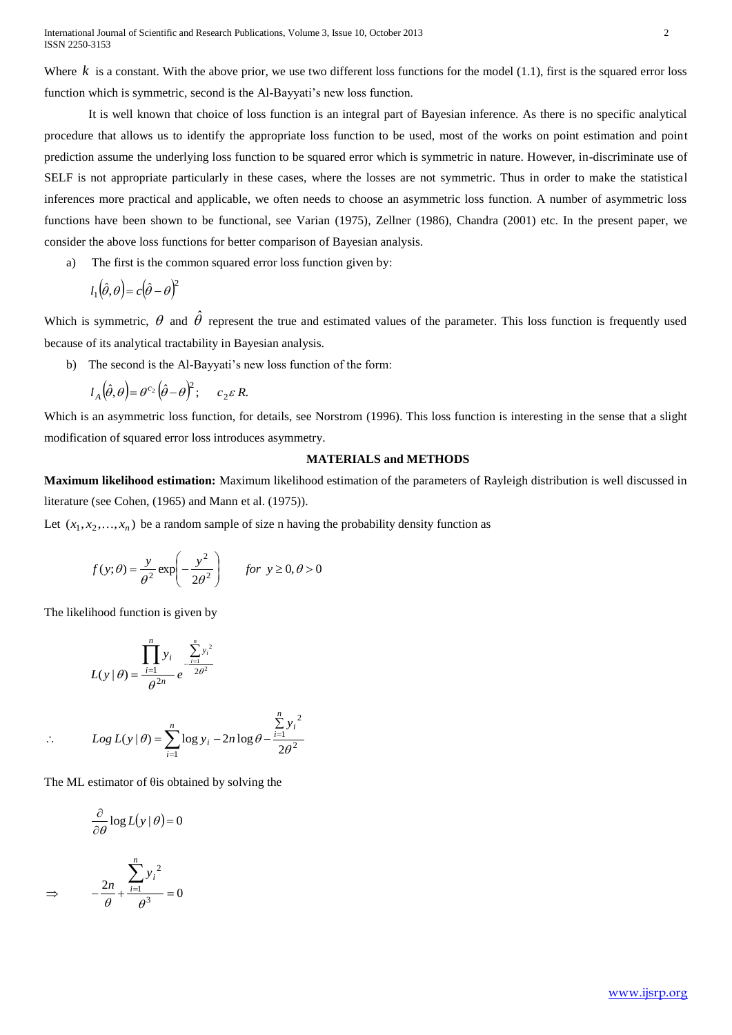Where $k$ is a constant. With the above prior, we use two different loss functions for the model (1.1), first is the squared error loss function which is symmetric, second is the Al-Bayyati's new loss function.

It is well known that choice of loss function is an integral part of Bayesian inference. As there is no specific analytical procedure that allows us to identify the appropriate loss function to be used, most of the works on point estimation and point prediction assume the underlying loss function to be squared error which is symmetric in nature. However, in-discriminate use of SELF is not appropriate particularly in these cases, where the losses are not symmetric. Thus in order to make the statistical inferences more practical and applicable, we often needs to choose an asymmetric loss function. A number of asymmetric loss functions have been shown to be functional, see Varian (1975), Zellner (1986), Chandra (2001) etc. In the present paper, we consider the above loss functions for better comparison of Bayesian analysis.

a) The first is the common squared error loss function given by:

$$l_1\left(\hat{\theta},\theta\right)=c\left(\hat{\theta}-\theta\right)^2$$

Which is symmetric, $\theta$ and $\hat{\theta}$ represent the true and estimated values of the parameter. This loss function is frequently used because of its analytical tractability in Bayesian analysis.

b) The second is the Al-Bayyati's new loss function of the form:

$$l_A\left(\hat{\theta},\theta\right)=\theta^{c_2}\left(\hat{\theta}-\theta\right)^2; \quad c_2 \varepsilon R.$$

Which is an asymmetric loss function, for details, see Norstrom (1996). This loss function is interesting in the sense that a slight modification of squared error loss introduces asymmetry.

## MATERIALS and METHODS

**Maximum likelihood estimation:** Maximum likelihood estimation of the parameters of Rayleigh distribution is well discussed in literature (see Cohen, (1965) and Mann et al. (1975)).

Let $(x_1, x_2, \ldots, x_n)$ be a random sample of size n having the probability density function as

$$f(y;\theta)=\frac{y}{\theta^2}\exp\left(-\frac{y^2}{2\theta^2}\right) \qquad for\ y\geq 0, \theta>0$$

The likelihood function is given by

$$L(y\mid\theta)=\frac{\prod_{i=1}^{n} y_i}{\theta^{2n}}e^{-\frac{\sum_{i=1}^{n} y_i^2}{2\theta^2}}$$

$$\therefore \qquad Log\ L(y\mid\theta)=\sum_{i=1}^{n}\log y_i-2n\log\theta-\frac{\sum_{i=1}^{n} y_i^2}{2\theta^2}$$

The ML estimator of θis obtained by solving the

$$\frac{\partial}{\partial\theta}\log L\left(y\mid\theta\right)=0$$

$$\Rightarrow \qquad -\frac{2n}{\theta}+\frac{\sum_{i=1}^{n} y_i^2}{\theta^3}=0$$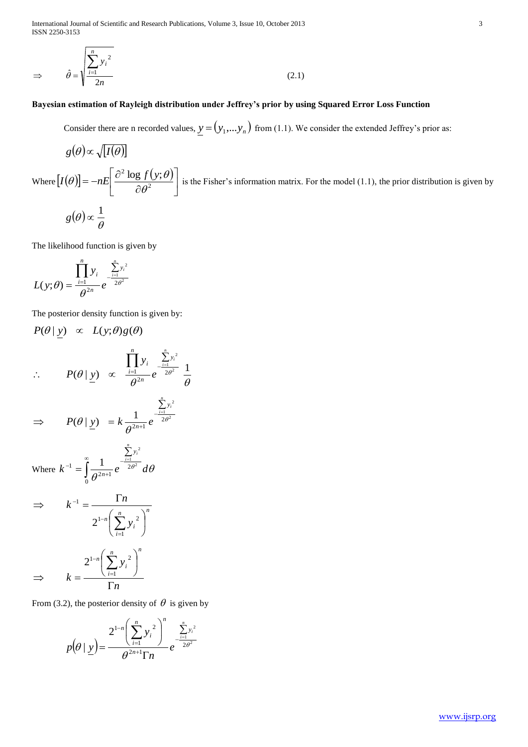$$\Rightarrow \qquad \hat{\theta} = \sqrt{\frac{\sum_{i=1}^{n} y_i^2}{2n}} \tag{2.1}$$

**Bayesian estimation of Rayleigh distribution under Jeffrey's prior by using Squared Error Loss Function**

Consider there are n recorded values, $\underline{y} = (y_1, \ldots y_n)$ from (1.1). We consider the extended Jeffrey's prior as:

$$g(\theta) \propto \sqrt{[I(\theta)]}$$

Where $[I(\theta)] = -nE\left[\frac{\partial^2 \log f(y;\theta)}{\partial \theta^2}\right]$ is the Fisher's information matrix. For the model (1.1), the prior distribution is given by

$$g(\theta) \propto \frac{1}{\theta}$$

The likelihood function is given by

$$L(y;\theta) = \frac{\prod_{i=1}^{n} y_i}{\theta^{2n}} e^{-\frac{\sum_{i=1}^{n} y_i^2}{2\theta^2}}$$

The posterior density function is given by:

$$P(\theta \mid \underline{y}) \propto L(y;\theta) g(\theta)$$

$$\therefore \qquad P(\theta \mid \underline{y}) \propto \frac{\prod_{i=1}^{n} y_i}{\theta^{2n}} e^{-\frac{\sum_{i=1}^{n} y_i^2}{2\theta^2}} \frac{1}{\theta}$$

$$\Rightarrow \qquad P(\theta \mid \underline{y}) = k \frac{1}{\theta^{2n+1}} e^{-\frac{\sum_{i=1}^{n} y_i^2}{2\theta^2}}$$

Where $k^{-1} = \int_0^\infty \frac{1}{\theta^{2n+1}} e^{-\frac{\sum_{i=1}^{n} y_i^2}{2\theta^2}} d\theta$

$$\Rightarrow \qquad k^{-1} = \frac{\Gamma n}{2^{1-n}\left(\sum_{i=1}^{n} y_i^2\right)^n}$$

$$\Rightarrow \qquad k = \frac{2^{1-n}\left(\sum_{i=1}^{n} y_i^2\right)^n}{\Gamma n}$$

From (3.2), the posterior density of $\theta$ is given by

$$p(\theta \mid \underline{y}) = \frac{2^{1-n}\left(\sum_{i=1}^{n} y_i^2\right)^n}{\theta^{2n+1}\Gamma n} e^{-\frac{\sum_{i=1}^{n} y_i^2}{2\theta^2}}$$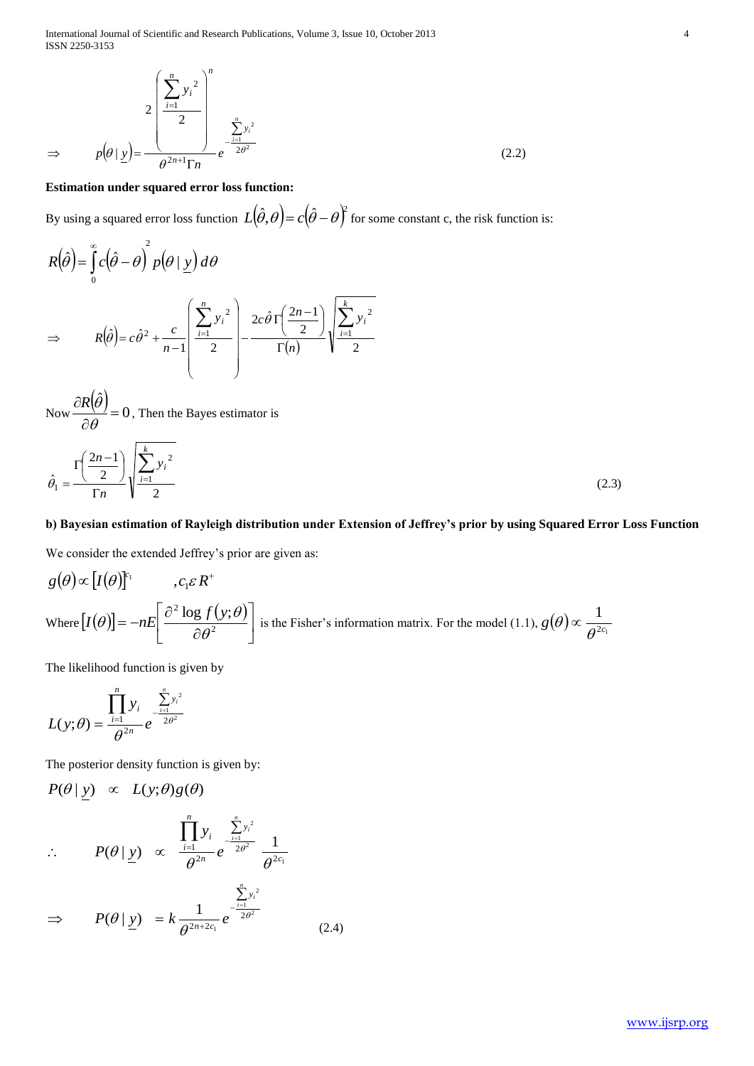$$\Rightarrow \qquad p(\theta \mid \underline{y}) = \frac{2\left(\dfrac{\sum_{i=1}^{n} y_i^2}{2}\right)^n}{\theta^{2n+1}\Gamma n} e^{-\frac{\sum_{i=1}^{n} y_i^2}{2\theta^2}} \tag{2.2}$$

**Estimation under squared error loss function:**

By using a squared error loss function $L(\hat{\theta}, \theta) = c(\hat{\theta} - \theta)^2$ for some constant c, the risk function is:

$$R(\hat{\theta}) = \int_0^{\infty} c(\hat{\theta} - \theta)^2 p(\theta \mid \underline{y})\, d\theta$$

$$\Rightarrow \qquad R(\hat{\theta}) = c\hat{\theta}^2 + \frac{c}{n-1}\left(\frac{\sum_{i=1}^{n} y_i^2}{2}\right) - \frac{2c\hat{\theta}\,\Gamma\left(\frac{2n-1}{2}\right)}{\Gamma(n)}\sqrt{\frac{\sum_{i=1}^{k} y_i^2}{2}}$$

Now $\dfrac{\partial R(\hat{\theta})}{\partial \theta} = 0$, Then the Bayes estimator is

$$\hat{\theta}_1 = \frac{\Gamma\left(\frac{2n-1}{2}\right)}{\Gamma n}\sqrt{\frac{\sum_{i=1}^{k} y_i^2}{2}} \tag{2.3}$$

**b) Bayesian estimation of Rayleigh distribution under Extension of Jeffrey's prior by using Squared Error Loss Function**

We consider the extended Jeffrey's prior are given as:

$$g(\theta) \propto [I(\theta)]^{c_1} \qquad , c_1 \varepsilon R^+$$

Where $[I(\theta)] = -nE\left[\dfrac{\partial^2 \log f(y;\theta)}{\partial \theta^2}\right]$ is the Fisher's information matrix. For the model (1.1), $g(\theta) \propto \dfrac{1}{\theta^{2c_1}}$

The likelihood function is given by

$$L(y;\theta) = \frac{\prod_{i=1}^{n} y_i}{\theta^{2n}} e^{-\frac{\sum_{i=1}^{n} y_i^2}{2\theta^2}}$$

The posterior density function is given by:

$$P(\theta \mid \underline{y}) \;\; \propto \;\; L(y;\theta) g(\theta)$$

$$\therefore \qquad P(\theta \mid \underline{y}) \;\; \propto \;\; \frac{\prod_{i=1}^{n} y_i}{\theta^{2n}} e^{-\frac{\sum_{i=1}^{n} y_i^2}{2\theta^2}} \frac{1}{\theta^{2c_1}}$$

$$\Rightarrow \qquad P(\theta \mid \underline{y}) \;\; = k \frac{1}{\theta^{2n+2c_1}} e^{-\frac{\sum_{i=1}^{n} y_i^2}{2\theta^2}} \tag{2.4}$$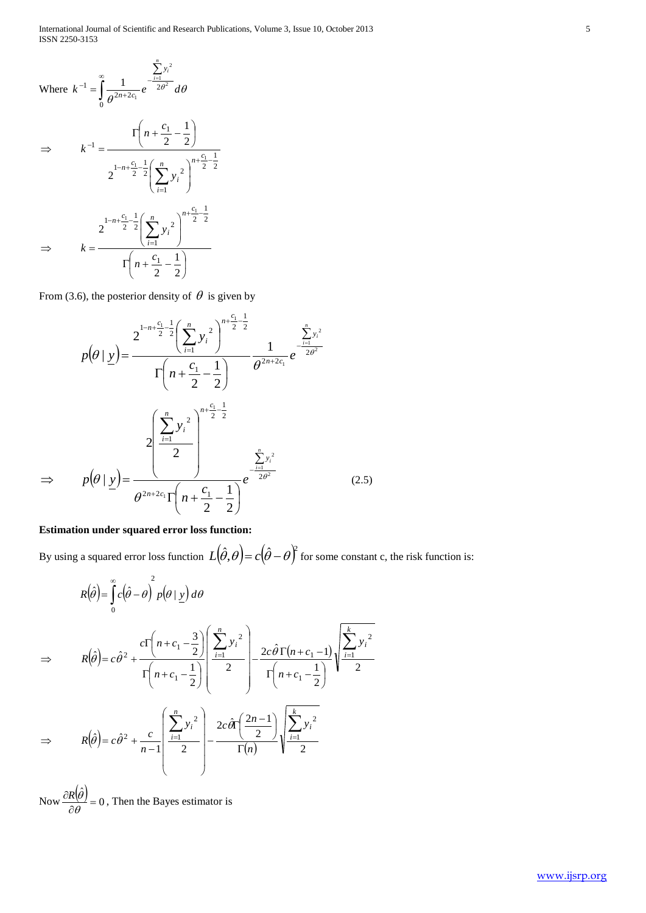Where $k^{-1} = \int_0^\infty \frac{1}{\theta^{2n+2c_1}} e^{-\frac{\sum_{i=1}^n y_i^2}{2\theta^2}} d\theta$

$$\Rightarrow \qquad k^{-1} = \frac{\Gamma\left(n + \frac{c_1}{2} - \frac{1}{2}\right)}{2^{1-n+\frac{c_1}{2}-\frac{1}{2}} \left(\sum_{i=1}^n y_i^2\right)^{n+\frac{c_1}{2}-\frac{1}{2}}}$$

$$\Rightarrow \qquad k = \frac{2^{1-n+\frac{c_1}{2}-\frac{1}{2}} \left(\sum_{i=1}^n y_i^2\right)^{n+\frac{c_1}{2}-\frac{1}{2}}}{\Gamma\left(n + \frac{c_1}{2} - \frac{1}{2}\right)}$$

From (3.6), the posterior density of $\theta$ is given by

$$p(\theta \mid \underline{y}) = \frac{2^{1-n+\frac{c_1}{2}-\frac{1}{2}} \left(\sum_{i=1}^n y_i^2\right)^{n+\frac{c_1}{2}-\frac{1}{2}}}{\Gamma\left(n + \frac{c_1}{2} - \frac{1}{2}\right)} \frac{1}{\theta^{2n+2c_1}} e^{-\frac{\sum_{i=1}^n y_i^2}{2\theta^2}}$$

$$\Rightarrow \qquad p(\theta \mid \underline{y}) = \frac{2\left(\frac{\sum_{i=1}^n y_i^2}{2}\right)^{n+\frac{c_1}{2}-\frac{1}{2}}}{\theta^{2n+2c_1}\Gamma\left(n + \frac{c_1}{2} - \frac{1}{2}\right)} e^{-\frac{\sum_{i=1}^n y_i^2}{2\theta^2}} \qquad (2.5)$$

**Estimation under squared error loss function:**

By using a squared error loss function $L(\hat{\theta}, \theta) = c(\hat{\theta} - \theta)^2$ for some constant c, the risk function is:

$$R(\hat{\theta}) = \int_0^\infty c(\hat{\theta} - \theta)^2 p(\theta \mid \underline{y})\, d\theta$$

$$\Rightarrow \qquad R(\hat{\theta}) = c\hat{\theta}^2 + \frac{c\Gamma\left(n + c_1 - \frac{3}{2}\right)}{\Gamma\left(n + c_1 - \frac{1}{2}\right)} \left(\frac{\sum_{i=1}^n y_i^2}{2}\right) - \frac{2c\hat{\theta}\,\Gamma(n + c_1 - 1)}{\Gamma\left(n + c_1 - \frac{1}{2}\right)} \sqrt{\frac{\sum_{i=1}^k y_i^2}{2}}$$

$$\Rightarrow \qquad R(\hat{\theta}) = c\hat{\theta}^2 + \frac{c}{n-1}\left(\frac{\sum_{i=1}^n y_i^2}{2}\right) - \frac{2c\hat{\theta}\Gamma\left(\frac{2n-1}{2}\right)}{\Gamma(n)} \sqrt{\frac{\sum_{i=1}^k y_i^2}{2}}$$

Now $\frac{\partial R(\hat{\theta})}{\partial \theta} = 0$, Then the Bayes estimator is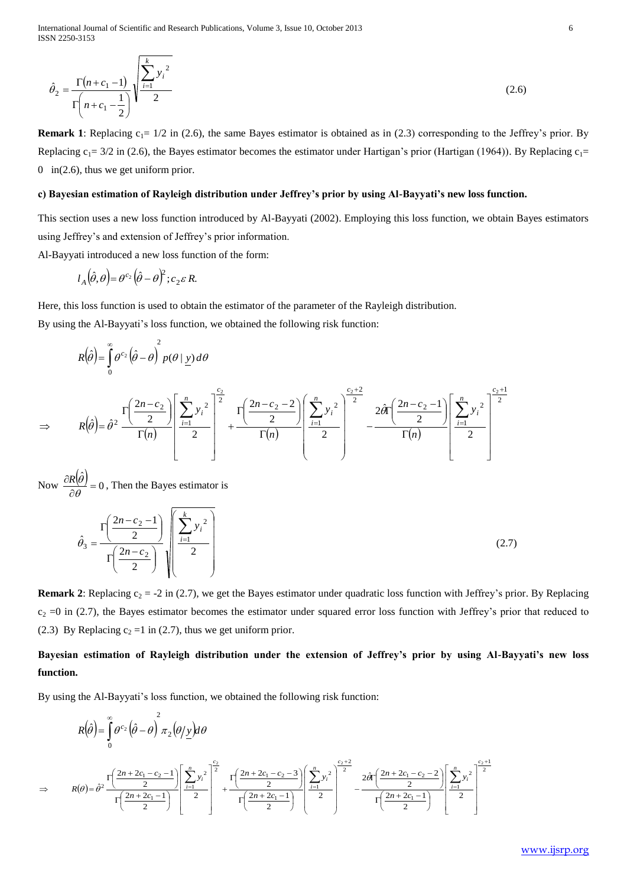$$\hat{\theta}_2 = \frac{\Gamma(n+c_1-1)}{\Gamma\left(n+c_1-\frac{1}{2}\right)}\sqrt{\frac{\sum_{i=1}^{k} y_i^2}{2}} \tag{2.6}$$

**Remark 1**: Replacing $c_1 = 1/2$ in (2.6), the same Bayes estimator is obtained as in (2.3) corresponding to the Jeffrey's prior. By Replacing $c_1 = 3/2$ in (2.6), the Bayes estimator becomes the estimator under Hartigan's prior (Hartigan (1964)). By Replacing $c_1 = 0$ in(2.6), thus we get uniform prior.

#### c) Bayesian estimation of Rayleigh distribution under Jeffrey's prior by using Al-Bayyati's new loss function.

This section uses a new loss function introduced by Al-Bayyati (2002). Employing this loss function, we obtain Bayes estimators using Jeffrey's and extension of Jeffrey's prior information.

Al-Bayyati introduced a new loss function of the form:

$$l_A\left(\hat{\theta},\theta\right) = \theta^{c_2}\left(\hat{\theta}-\theta\right)^2; c_2 \varepsilon R.$$

Here, this loss function is used to obtain the estimator of the parameter of the Rayleigh distribution.

By using the Al-Bayyati's loss function, we obtained the following risk function:

$$R\left(\hat{\theta}\right) = \int_0^\infty \theta^{c_2}\left(\hat{\theta}-\theta\right)^2 p(\theta \mid \underline{y})\, d\theta$$

$$\Rightarrow \quad R\left(\hat{\theta}\right) = \hat{\theta}^2 \frac{\Gamma\left(\frac{2n-c_2}{2}\right)}{\Gamma(n)}\left[\frac{\sum_{i=1}^{n} y_i^2}{2}\right]^{\frac{c_2}{2}} + \frac{\Gamma\left(\frac{2n-c_2-2}{2}\right)}{\Gamma(n)}\left(\frac{\sum_{i=1}^{n} y_i^2}{2}\right)^{\frac{c_2+2}{2}} - \frac{2\hat{\theta}\Gamma\left(\frac{2n-c_2-1}{2}\right)}{\Gamma(n)}\left[\frac{\sum_{i=1}^{n} y_i^2}{2}\right]^{\frac{c_2+1}{2}}$$

Now $\frac{\partial R\left(\hat{\theta}\right)}{\partial \theta} = 0$, Then the Bayes estimator is

$$\hat{\theta}_3 = \frac{\Gamma\left(\frac{2n-c_2-1}{2}\right)}{\Gamma\left(\frac{2n-c_2}{2}\right)}\sqrt{\left(\frac{\sum_{i=1}^{k} y_i^2}{2}\right)} \tag{2.7}$$

**Remark 2**: Replacing $c_2 = -2$ in (2.7), we get the Bayes estimator under quadratic loss function with Jeffrey's prior. By Replacing $c_2 = 0$ in (2.7), the Bayes estimator becomes the estimator under squared error loss function with Jeffrey's prior that reduced to (2.3) By Replacing $c_2 = 1$ in (2.7), thus we get uniform prior.

#### Bayesian estimation of Rayleigh distribution under the extension of Jeffrey's prior by using Al-Bayyati's new loss function.

By using the Al-Bayyati's loss function, we obtained the following risk function:

$$R\left(\hat{\theta}\right) = \int_0^\infty \theta^{c_2}\left(\hat{\theta}-\theta\right)^2 \pi_2\left(\theta/\underline{y}\right) d\theta$$

$$\Rightarrow \quad R(\theta) = \hat{\theta}^2 \frac{\Gamma\left(\frac{2n+2c_1-c_2-1}{2}\right)}{\Gamma\left(\frac{2n+2c_1-1}{2}\right)}\left[\frac{\sum_{i=1}^{n} y_i^2}{2}\right]^{\frac{c_2}{2}} + \frac{\Gamma\left(\frac{2n+2c_1-c_2-3}{2}\right)}{\Gamma\left(\frac{2n+2c_1-1}{2}\right)}\left(\frac{\sum_{i=1}^{n} y_i^2}{2}\right)^{\frac{c_2+2}{2}} - \frac{2\hat{\theta}\Gamma\left(\frac{2n+2c_1-c_2-2}{2}\right)}{\Gamma\left(\frac{2n+2c_1-1}{2}\right)}\left[\frac{\sum_{i=1}^{n} y_i^2}{2}\right]^{\frac{c_2+1}{2}}$$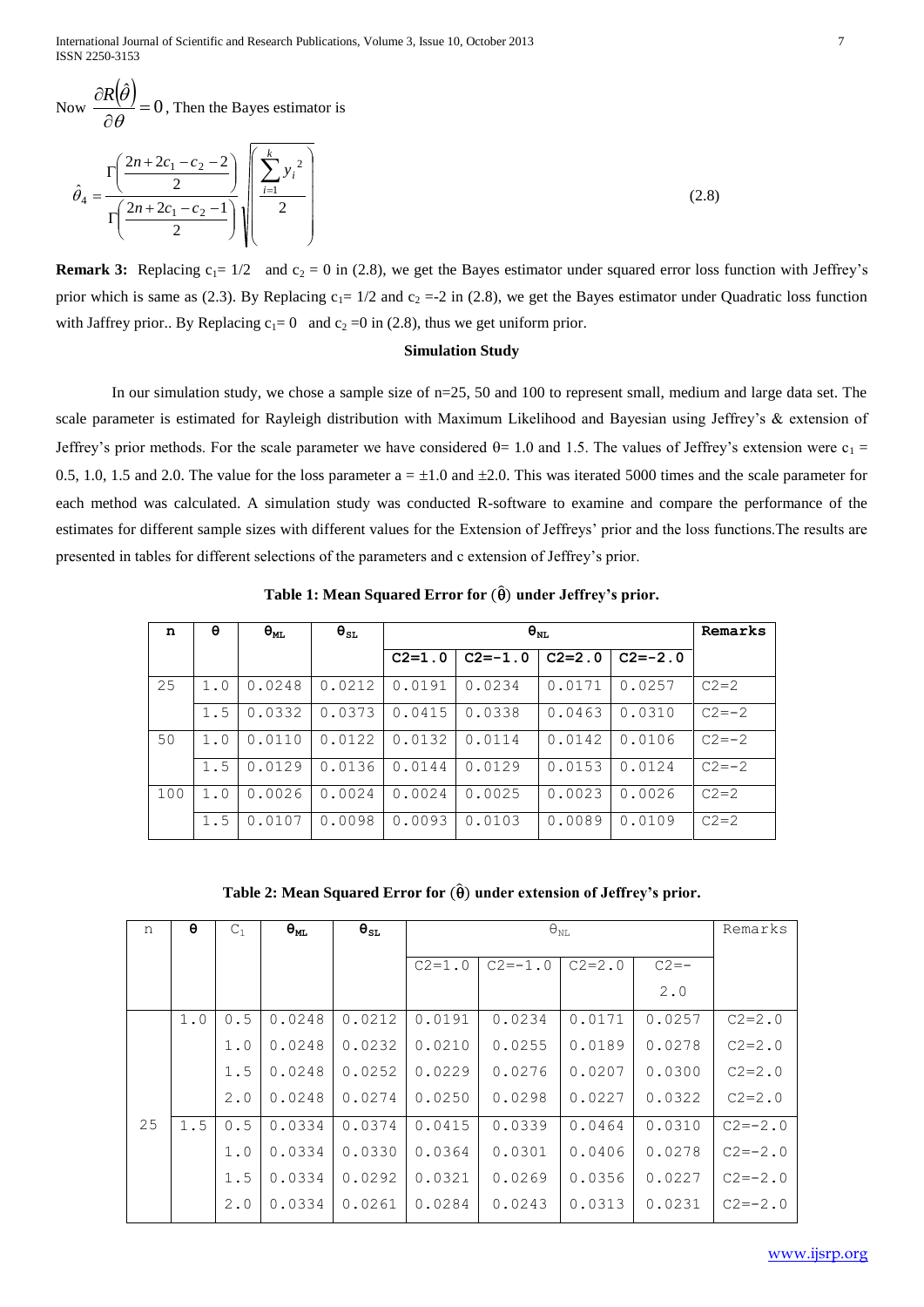Now $\frac{\partial R(\hat{\theta})}{\partial \theta} = 0$, Then the Bayes estimator is

$$\hat{\theta}_4 = \frac{\Gamma\left(\frac{2n+2c_1-c_2-2}{2}\right)}{\Gamma\left(\frac{2n+2c_1-c_2-1}{2}\right)} \sqrt{\left(\frac{\sum_{i=1}^{k} y_i^2}{2}\right)} \tag{2.8}$$

**Remark 3:** Replacing $c_1 = 1/2$ and $c_2 = 0$ in (2.8), we get the Bayes estimator under squared error loss function with Jeffrey's prior which is same as (2.3). By Replacing $c_1 = 1/2$ and $c_2 = -2$ in (2.8), we get the Bayes estimator under Quadratic loss function with Jaffrey prior.. By Replacing $c_1 = 0$ and $c_2 = 0$ in (2.8), thus we get uniform prior.

**Simulation Study**

In our simulation study, we chose a sample size of n=25, 50 and 100 to represent small, medium and large data set. The scale parameter is estimated for Rayleigh distribution with Maximum Likelihood and Bayesian using Jeffrey's & extension of Jeffrey's prior methods. For the scale parameter we have considered θ= 1.0 and 1.5. The values of Jeffrey's extension were $c_1$ = 0.5, 1.0, 1.5 and 2.0. The value for the loss parameter $a = \pm 1.0$ and $\pm 2.0$. This was iterated 5000 times and the scale parameter for each method was calculated. A simulation study was conducted R-software to examine and compare the performance of the estimates for different sample sizes with different values for the Extension of Jeffreys' prior and the loss functions.The results are presented in tables for different selections of the parameters and c extension of Jeffrey's prior.

**Table 1: Mean Squared Error for $(\hat{\theta})$ under Jeffrey's prior.**

| n | θ | $\theta_{ML}$ | $\theta_{SL}$ | $\theta_{NL}$ | | | | Remarks |
|---|---|---|---|---|---|---|---|---|
| | | | | C2=1.0 | C2=-1.0 | C2=2.0 | C2=-2.0 | |
| 25 | 1.0 | 0.0248 | 0.0212 | 0.0191 | 0.0234 | 0.0171 | 0.0257 | C2=2 |
| | 1.5 | 0.0332 | 0.0373 | 0.0415 | 0.0338 | 0.0463 | 0.0310 | C2=-2 |
| 50 | 1.0 | 0.0110 | 0.0122 | 0.0132 | 0.0114 | 0.0142 | 0.0106 | C2=-2 |
| | 1.5 | 0.0129 | 0.0136 | 0.0144 | 0.0129 | 0.0153 | 0.0124 | C2=-2 |
| 100 | 1.0 | 0.0026 | 0.0024 | 0.0024 | 0.0025 | 0.0023 | 0.0026 | C2=2 |
| | 1.5 | 0.0107 | 0.0098 | 0.0093 | 0.0103 | 0.0089 | 0.0109 | C2=2 |

**Table 2: Mean Squared Error for $(\hat{\theta})$ under extension of Jeffrey's prior.**

| n | θ | $C_1$ | $\theta_{ML}$ | $\theta_{SL}$ | $\theta_{NL}$ | | | | Remarks |
|---|---|---|---|---|---|---|---|---|---|
| | | | | | C2=1.0 | C2=-1.0 | C2=2.0 | C2=-2.0 | |
| 25 | 1.0 | 0.5 | 0.0248 | 0.0212 | 0.0191 | 0.0234 | 0.0171 | 0.0257 | C2=2.0 |
| | | 1.0 | 0.0248 | 0.0232 | 0.0210 | 0.0255 | 0.0189 | 0.0278 | C2=2.0 |
| | | 1.5 | 0.0248 | 0.0252 | 0.0229 | 0.0276 | 0.0207 | 0.0300 | C2=2.0 |
| | | 2.0 | 0.0248 | 0.0274 | 0.0250 | 0.0298 | 0.0227 | 0.0322 | C2=2.0 |
| | 1.5 | 0.5 | 0.0334 | 0.0374 | 0.0415 | 0.0339 | 0.0464 | 0.0310 | C2=-2.0 |
| | | 1.0 | 0.0334 | 0.0330 | 0.0364 | 0.0301 | 0.0406 | 0.0278 | C2=-2.0 |
| | | 1.5 | 0.0334 | 0.0292 | 0.0321 | 0.0269 | 0.0356 | 0.0227 | C2=-2.0 |
| | | 2.0 | 0.0334 | 0.0261 | 0.0284 | 0.0243 | 0.0313 | 0.0231 | C2=-2.0 |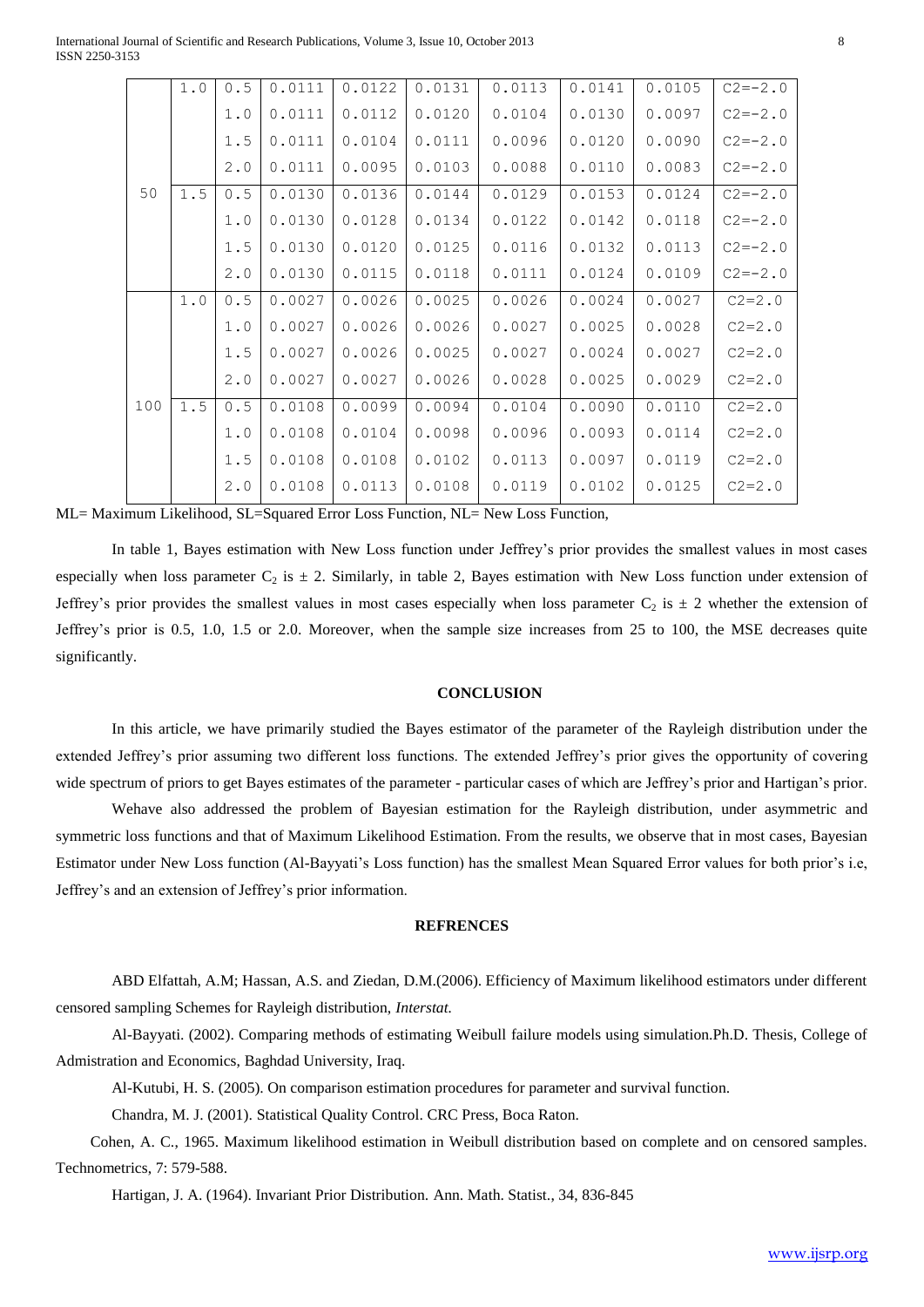| | 1.0 | 0.5 | 0.0111 | 0.0122 | 0.0131 | 0.0113 | 0.0141 | 0.0105 | C2=-2.0 |
|---|---|---|---|---|---|---|---|---|---|
| | | 1.0 | 0.0111 | 0.0112 | 0.0120 | 0.0104 | 0.0130 | 0.0097 | C2=-2.0 |
| | | 1.5 | 0.0111 | 0.0104 | 0.0111 | 0.0096 | 0.0120 | 0.0090 | C2=-2.0 |
| | | 2.0 | 0.0111 | 0.0095 | 0.0103 | 0.0088 | 0.0110 | 0.0083 | C2=-2.0 |
| 50 | 1.5 | 0.5 | 0.0130 | 0.0136 | 0.0144 | 0.0129 | 0.0153 | 0.0124 | C2=-2.0 |
| | | 1.0 | 0.0130 | 0.0128 | 0.0134 | 0.0122 | 0.0142 | 0.0118 | C2=-2.0 |
| | | 1.5 | 0.0130 | 0.0120 | 0.0125 | 0.0116 | 0.0132 | 0.0113 | C2=-2.0 |
| | | 2.0 | 0.0130 | 0.0115 | 0.0118 | 0.0111 | 0.0124 | 0.0109 | C2=-2.0 |
| | 1.0 | 0.5 | 0.0027 | 0.0026 | 0.0025 | 0.0026 | 0.0024 | 0.0027 | C2=2.0 |
| | | 1.0 | 0.0027 | 0.0026 | 0.0026 | 0.0027 | 0.0025 | 0.0028 | C2=2.0 |
| | | 1.5 | 0.0027 | 0.0026 | 0.0025 | 0.0027 | 0.0024 | 0.0027 | C2=2.0 |
| | | 2.0 | 0.0027 | 0.0027 | 0.0026 | 0.0028 | 0.0025 | 0.0029 | C2=2.0 |
| 100 | 1.5 | 0.5 | 0.0108 | 0.0099 | 0.0094 | 0.0104 | 0.0090 | 0.0110 | C2=2.0 |
| | | 1.0 | 0.0108 | 0.0104 | 0.0098 | 0.0096 | 0.0093 | 0.0114 | C2=2.0 |
| | | 1.5 | 0.0108 | 0.0108 | 0.0102 | 0.0113 | 0.0097 | 0.0119 | C2=2.0 |
| | | 2.0 | 0.0108 | 0.0113 | 0.0108 | 0.0119 | 0.0102 | 0.0125 | C2=2.0 |

ML= Maximum Likelihood, SL=Squared Error Loss Function, NL= New Loss Function,

In table 1, Bayes estimation with New Loss function under Jeffrey's prior provides the smallest values in most cases especially when loss parameter $C_2$ is $\pm$ 2. Similarly, in table 2, Bayes estimation with New Loss function under extension of Jeffrey's prior provides the smallest values in most cases especially when loss parameter $C_2$ is $\pm$ 2 whether the extension of Jeffrey's prior is 0.5, 1.0, 1.5 or 2.0. Moreover, when the sample size increases from 25 to 100, the MSE decreases quite significantly.

## CONCLUSION

In this article, we have primarily studied the Bayes estimator of the parameter of the Rayleigh distribution under the extended Jeffrey's prior assuming two different loss functions. The extended Jeffrey's prior gives the opportunity of covering wide spectrum of priors to get Bayes estimates of the parameter - particular cases of which are Jeffrey's prior and Hartigan's prior.

Wehave also addressed the problem of Bayesian estimation for the Rayleigh distribution, under asymmetric and symmetric loss functions and that of Maximum Likelihood Estimation. From the results, we observe that in most cases, Bayesian Estimator under New Loss function (Al-Bayyati's Loss function) has the smallest Mean Squared Error values for both prior's i.e, Jeffrey's and an extension of Jeffrey's prior information.

## REFRENCES

ABD Elfattah, A.M; Hassan, A.S. and Ziedan, D.M.(2006). Efficiency of Maximum likelihood estimators under different censored sampling Schemes for Rayleigh distribution, *Interstat.*

Al-Bayyati. (2002). Comparing methods of estimating Weibull failure models using simulation.Ph.D. Thesis, College of Admistration and Economics, Baghdad University, Iraq.

Al-Kutubi, H. S. (2005). On comparison estimation procedures for parameter and survival function.

Chandra, M. J. (2001). Statistical Quality Control. CRC Press, Boca Raton.

Cohen, A. C., 1965. Maximum likelihood estimation in Weibull distribution based on complete and on censored samples. Technometrics, 7: 579-588.

Hartigan, J. A. (1964). Invariant Prior Distribution. Ann. Math. Statist., 34, 836-845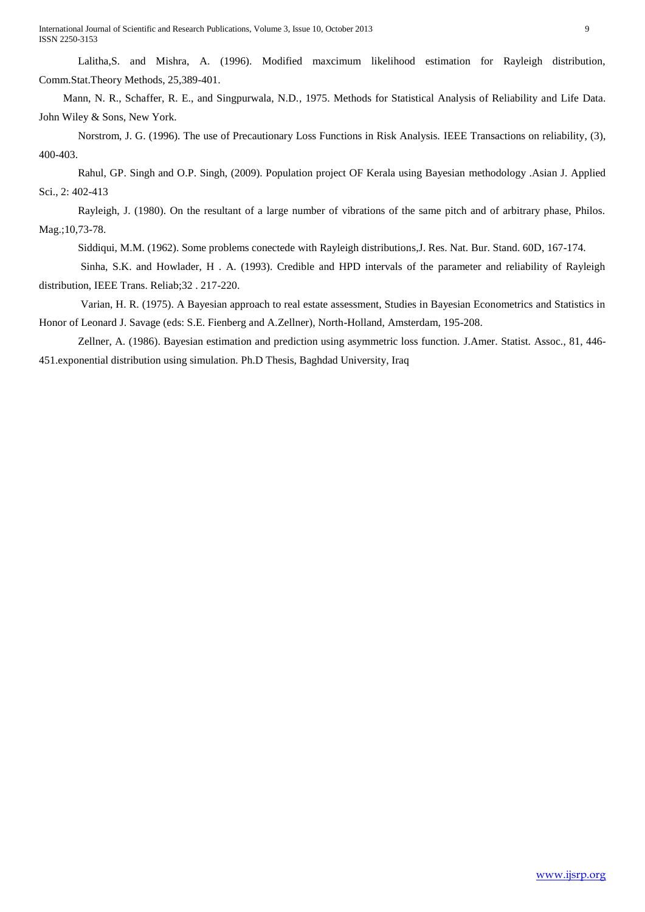Lalitha,S. and Mishra, A. (1996). Modified maxcimum likelihood estimation for Rayleigh distribution, Comm.Stat.Theory Methods, 25,389-401.

Mann, N. R., Schaffer, R. E., and Singpurwala, N.D., 1975. Methods for Statistical Analysis of Reliability and Life Data. John Wiley & Sons, New York.

Norstrom, J. G. (1996). The use of Precautionary Loss Functions in Risk Analysis. IEEE Transactions on reliability, (3), 400-403.

Rahul, GP. Singh and O.P. Singh, (2009). Population project OF Kerala using Bayesian methodology .Asian J. Applied Sci., 2: 402-413

Rayleigh, J. (1980). On the resultant of a large number of vibrations of the same pitch and of arbitrary phase, Philos. Mag.;10,73-78.

Siddiqui, M.M. (1962). Some problems conectede with Rayleigh distributions,J. Res. Nat. Bur. Stand. 60D, 167-174.

Sinha, S.K. and Howlader, H . A. (1993). Credible and HPD intervals of the parameter and reliability of Rayleigh distribution, IEEE Trans. Reliab;32 . 217-220.

Varian, H. R. (1975). A Bayesian approach to real estate assessment, Studies in Bayesian Econometrics and Statistics in Honor of Leonard J. Savage (eds: S.E. Fienberg and A.Zellner), North-Holland, Amsterdam, 195-208.

Zellner, A. (1986). Bayesian estimation and prediction using asymmetric loss function. J.Amer. Statist. Assoc., 81, 446-451.exponential distribution using simulation. Ph.D Thesis, Baghdad University, Iraq